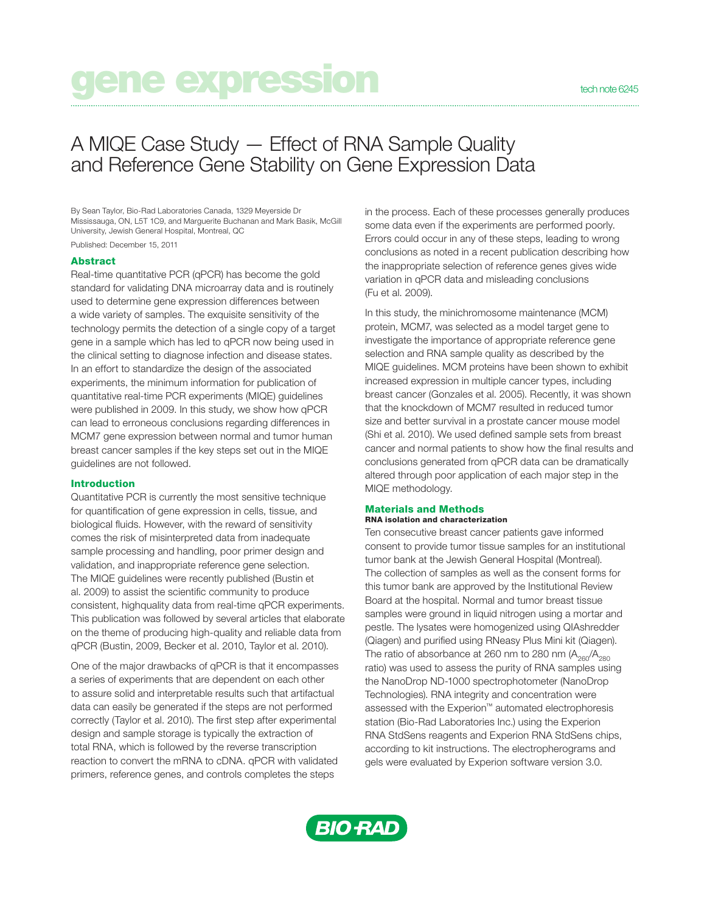gene expression

tech note 6245

# A MIQE Case Study — Effect of RNA Sample Quality and Reference Gene Stability on Gene Expression Data

By Sean Taylor, Bio-Rad Laboratories Canada, 1329 Meyerside Dr Mississauga, ON, L5T 1C9, and Marguerite Buchanan and Mark Basik, McGill University, Jewish General Hospital, Montreal, QC

Published: December 15, 2011

## Abstract

Real-time quantitative PCR (qPCR) has become the gold standard for validating DNA microarray data and is routinely used to determine gene expression differences between a wide variety of samples. The exquisite sensitivity of the technology permits the detection of a single copy of a target gene in a sample which has led to qPCR now being used in the clinical setting to diagnose infection and disease states. In an effort to standardize the design of the associated experiments, the minimum information for publication of quantitative real-time PCR experiments (MIQE) guidelines were published in 2009. In this study, we show how qPCR can lead to erroneous conclusions regarding differences in MCM7 gene expression between normal and tumor human breast cancer samples if the key steps set out in the MIQE guidelines are not followed.

## Introduction

Quantitative PCR is currently the most sensitive technique for quantification of gene expression in cells, tissue, and biological fluids. However, with the reward of sensitivity comes the risk of misinterpreted data from inadequate sample processing and handling, poor primer design and validation, and inappropriate reference gene selection. The MIQE guidelines were recently published (Bustin et al. 2009) to assist the scientific community to produce consistent, highquality data from real-time qPCR experiments. This publication was followed by several articles that elaborate on the theme of producing high-quality and reliable data from qPCR (Bustin, 2009, Becker et al. 2010, Taylor et al. 2010).

One of the major drawbacks of qPCR is that it encompasses a series of experiments that are dependent on each other to assure solid and interpretable results such that artifactual data can easily be generated if the steps are not performed correctly (Taylor et al. 2010). The first step after experimental design and sample storage is typically the extraction of total RNA, which is followed by the reverse transcription reaction to convert the mRNA to cDNA. qPCR with validated primers, reference genes, and controls completes the steps in the process. Each of these processes generally produces some data even if the experiments are performed poorly. Errors could occur in any of these steps, leading to wrong conclusions as noted in a recent publication describing how the inappropriate selection of reference genes gives wide variation in qPCR data and misleading conclusions (Fu et al. 2009).

In this study, the minichromosome maintenance (MCM) protein, MCM7, was selected as a model target gene to investigate the importance of appropriate reference gene selection and RNA sample quality as described by the MIQE guidelines. MCM proteins have been shown to exhibit increased expression in multiple cancer types, including breast cancer (Gonzales et al. 2005). Recently, it was shown that the knockdown of MCM7 resulted in reduced tumor size and better survival in a prostate cancer mouse model (Shi et al. 2010). We used defined sample sets from breast cancer and normal patients to show how the final results and conclusions generated from qPCR data can be dramatically altered through poor application of each major step in the MIQE methodology.

## Materials and Methods

### RNA isolation and characterization

Ten consecutive breast cancer patients gave informed consent to provide tumor tissue samples for an institutional tumor bank at the Jewish General Hospital (Montreal). The collection of samples as well as the consent forms for this tumor bank are approved by the Institutional Review Board at the hospital. Normal and tumor breast tissue samples were ground in liquid nitrogen using a mortar and pestle. The lysates were homogenized using QIAshredder (Qiagen) and purified using RNeasy Plus Mini kit (Qiagen). The ratio of absorbance at 260 nm to 280 nm ($A_{260}/A_{280}$ ratio) was used to assess the purity of RNA samples using the NanoDrop ND-1000 spectrophotometer (NanoDrop Technologies). RNA integrity and concentration were assessed with the Experion™ automated electrophoresis station (Bio-Rad Laboratories Inc.) using the Experion RNA StdSens reagents and Experion RNA StdSens chips, according to kit instructions. The electropherograms and gels were evaluated by Experion software version 3.0.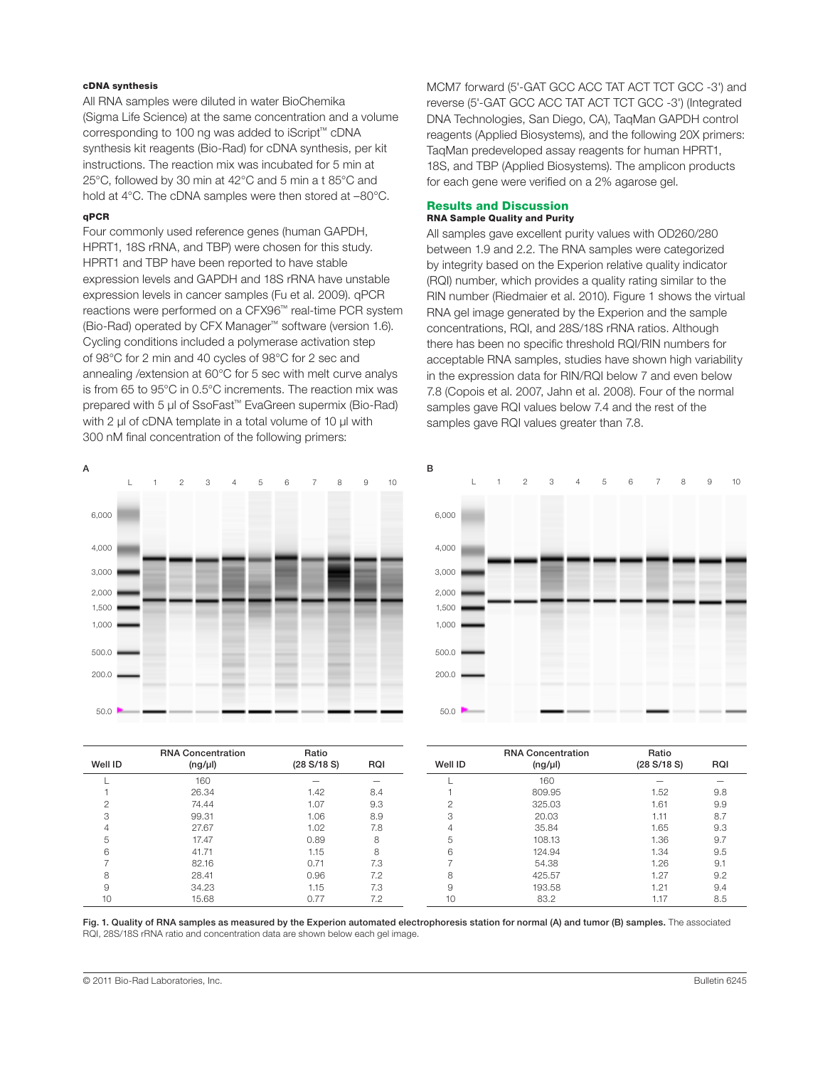#### cDNA synthesis

All RNA samples were diluted in water BioChemika (Sigma Life Science) at the same concentration and a volume corresponding to 100 ng was added to iScript™ cDNA synthesis kit reagents (Bio-Rad) for cDNA synthesis, per kit instructions. The reaction mix was incubated for 5 min at 25°C, followed by 30 min at 42°C and 5 min a t 85°C and hold at 4°C. The cDNA samples were then stored at –80°C.

#### qPCR

Four commonly used reference genes (human GAPDH, HPRT1, 18S rRNA, and TBP) were chosen for this study. HPRT1 and TBP have been reported to have stable expression levels and GAPDH and 18S rRNA have unstable expression levels in cancer samples (Fu et al. 2009). qPCR reactions were performed on a CFX96™ real-time PCR system (Bio-Rad) operated by CFX Manager™ software (version 1.6). Cycling conditions included a polymerase activation step of 98°C for 2 min and 40 cycles of 98°C for 2 sec and annealing /extension at 60°C for 5 sec with melt curve analys is from 65 to 95°C in 0.5°C increments. The reaction mix was prepared with 5 µl of SsoFast™ EvaGreen supermix (Bio-Rad) with 2 µl of cDNA template in a total volume of 10 µl with 300 nM final concentration of the following primers: MCM7 forward (5'-GAT GCC ACC TAT ACT TCT GCC -3') and reverse (5'-GAT GCC ACC TAT ACT TCT GCC -3') (Integrated DNA Technologies, San Diego, CA), TaqMan GAPDH control reagents (Applied Biosystems), and the following 20X primers: TaqMan predeveloped assay reagents for human HPRT1, 18S, and TBP (Applied Biosystems). The amplicon products for each gene were verified on a 2% agarose gel.

## Results and Discussion

#### RNA Sample Quality and Purity

All samples gave excellent purity values with OD260/280 between 1.9 and 2.2. The RNA samples were categorized by integrity based on the Experion relative quality indicator (RQI) number, which provides a quality rating similar to the RIN number (Riedmaier et al. 2010). Figure 1 shows the virtual RNA gel image generated by the Experion and the sample concentrations, RQI, and 28S/18S rRNA ratios. Although there has been no specific threshold RQI/RIN numbers for acceptable RNA samples, studies have shown high variability in the expression data for RIN/RQI below 7 and even below 7.8 (Copois et al. 2007, Jahn et al. 2008). Four of the normal samples gave RQI values below 7.4 and the rest of the samples gave RQI values greater than 7.8.

A

| Well ID | RNA Concentration (ng/µl) | Ratio (28 S/18 S) | RQI |
|---|---|---|---|
| L | 160 | — | — |
| 1 | 26.34 | 1.42 | 8.4 |
| 2 | 74.44 | 1.07 | 9.3 |
| 3 | 99.31 | 1.06 | 8.9 |
| 4 | 27.67 | 1.02 | 7.8 |
| 5 | 17.47 | 0.89 | 8 |
| 6 | 41.71 | 1.15 | 8 |
| 7 | 82.16 | 0.71 | 7.3 |
| 8 | 28.41 | 0.96 | 7.2 |
| 9 | 34.23 | 1.15 | 7.3 |
| 10 | 15.68 | 0.77 | 7.2 |

B

| Well ID | RNA Concentration (ng/µl) | Ratio (28 S/18 S) | RQI |
|---|---|---|---|
| L | 160 | — | — |
| 1 | 809.95 | 1.52 | 9.8 |
| 2 | 325.03 | 1.61 | 9.9 |
| 3 | 20.03 | 1.11 | 8.7 |
| 4 | 35.84 | 1.65 | 9.3 |
| 5 | 108.13 | 1.36 | 9.7 |
| 6 | 124.94 | 1.34 | 9.5 |
| 7 | 54.38 | 1.26 | 9.1 |
| 8 | 425.57 | 1.27 | 9.2 |
| 9 | 193.58 | 1.21 | 9.4 |
| 10 | 83.2 | 1.17 | 8.5 |

**Fig. 1. Quality of RNA samples as measured by the Experion automated electrophoresis station for normal (A) and tumor (B) samples.** The associated RQI, 28S/18S rRNA ratio and concentration data are shown below each gel image.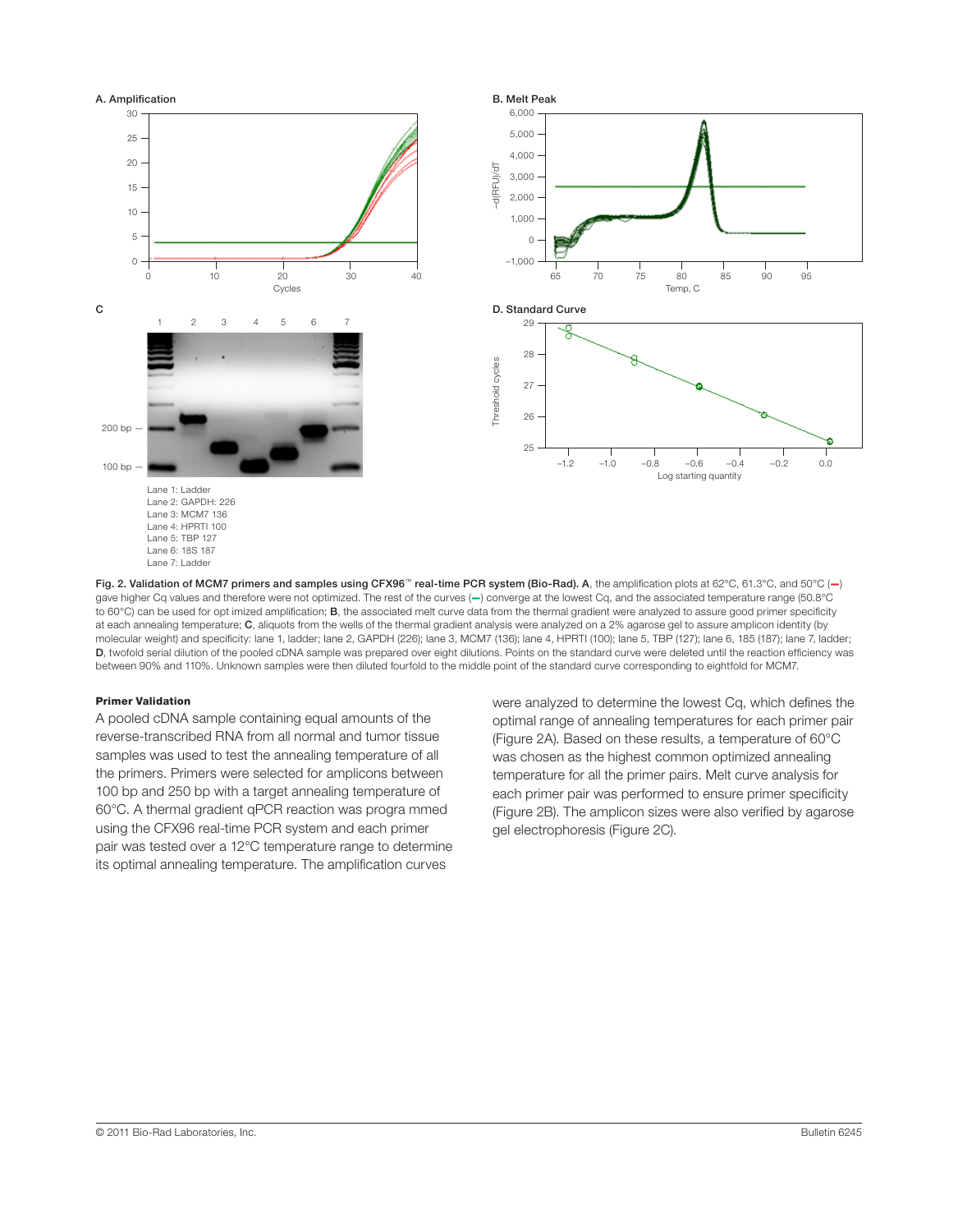A. Amplification

B. Melt Peak

C

D. Standard Curve

Lane 1: Ladder
Lane 2: GAPDH: 226
Lane 3: MCM7 136
Lane 4: HPRTI 100
Lane 5: TBP 127
Lane 6: 18S 187
Lane 7: Ladder

**Fig. 2. Validation of MCM7 primers and samples using CFX96™ real-time PCR system (Bio-Rad). A**, the amplification plots at 62°C, 61.3°C, and 50°C (**—**) gave higher Cq values and therefore were not optimized. The rest of the curves (**—**) converge at the lowest Cq, and the associated temperature range (50.8°C to 60°C) can be used for opt imized amplification; **B**, the associated melt curve data from the thermal gradient were analyzed to assure good primer specificity at each annealing temperature; **C**, aliquots from the wells of the thermal gradient analysis were analyzed on a 2% agarose gel to assure amplicon identity (by molecular weight) and specificity: lane 1, ladder; lane 2, GAPDH (226); lane 3, MCM7 (136); lane 4, HPRTI (100); lane 5, TBP (127); lane 6, 18S (187); lane 7, ladder; **D**, twofold serial dilution of the pooled cDNA sample was prepared over eight dilutions. Points on the standard curve were deleted until the reaction efficiency was between 90% and 110%. Unknown samples were then diluted fourfold to the middle point of the standard curve corresponding to eightfold for MCM7.

#### Primer Validation

A pooled cDNA sample containing equal amounts of the reverse-transcribed RNA from all normal and tumor tissue samples was used to test the annealing temperature of all the primers. Primers were selected for amplicons between 100 bp and 250 bp with a target annealing temperature of 60°C. A thermal gradient qPCR reaction was progra mmed using the CFX96 real-time PCR system and each primer pair was tested over a 12°C temperature range to determine its optimal annealing temperature. The amplification curves were analyzed to determine the lowest Cq, which defines the optimal range of annealing temperatures for each primer pair (Figure 2A). Based on these results, a temperature of 60°C was chosen as the highest common optimized annealing temperature for all the primer pairs. Melt curve analysis for each primer pair was performed to ensure primer specificity (Figure 2B). The amplicon sizes were also verified by agarose gel electrophoresis (Figure 2C).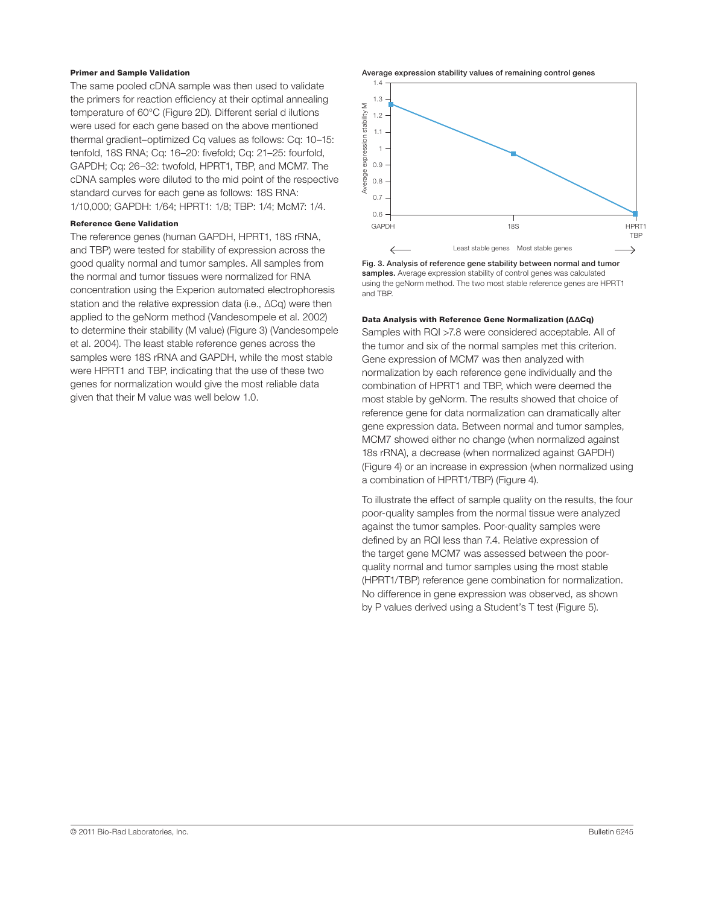#### Primer and Sample Validation

The same pooled cDNA sample was then used to validate the primers for reaction efficiency at their optimal annealing temperature of 60°C (Figure 2D). Different serial d ilutions were used for each gene based on the above mentioned thermal gradient–optimized Cq values as follows: Cq: 10–15: tenfold, 18S RNA; Cq: 16–20: fivefold; Cq: 21–25: fourfold, GAPDH; Cq: 26–32: twofold, HPRT1, TBP, and MCM7. The cDNA samples were diluted to the mid point of the respective standard curves for each gene as follows: 18S RNA: 1/10,000; GAPDH: 1/64; HPRT1: 1/8; TBP: 1/4; McM7: 1/4.

#### Reference Gene Validation

The reference genes (human GAPDH, HPRT1, 18S rRNA, and TBP) were tested for stability of expression across the good quality normal and tumor samples. All samples from the normal and tumor tissues were normalized for RNA concentration using the Experion automated electrophoresis station and the relative expression data (i.e., ΔCq) were then applied to the geNorm method (Vandesompele et al. 2002) to determine their stability (M value) (Figure 3) (Vandesompele et al. 2004). The least stable reference genes across the samples were 18S rRNA and GAPDH, while the most stable were HPRT1 and TBP, indicating that the use of these two genes for normalization would give the most reliable data given that their M value was well below 1.0.

Average expression stability values of remaining control genes

**Fig. 3. Analysis of reference gene stability between normal and tumor samples.** Average expression stability of control genes was calculated using the geNorm method. The two most stable reference genes are HPRT1 and TBP.

#### Data Analysis with Reference Gene Normalization (ΔΔCq)

Samples with RQI >7.8 were considered acceptable. All of the tumor and six of the normal samples met this criterion. Gene expression of MCM7 was then analyzed with normalization by each reference gene individually and the combination of HPRT1 and TBP, which were deemed the most stable by geNorm. The results showed that choice of reference gene for data normalization can dramatically alter gene expression data. Between normal and tumor samples, MCM7 showed either no change (when normalized against 18s rRNA), a decrease (when normalized against GAPDH) (Figure 4) or an increase in expression (when normalized using a combination of HPRT1/TBP) (Figure 4).

To illustrate the effect of sample quality on the results, the four poor-quality samples from the normal tissue were analyzed against the tumor samples. Poor-quality samples were defined by an RQI less than 7.4. Relative expression of the target gene MCM7 was assessed between the poor-quality normal and tumor samples using the most stable (HPRT1/TBP) reference gene combination for normalization. No difference in gene expression was observed, as shown by P values derived using a Student's T test (Figure 5).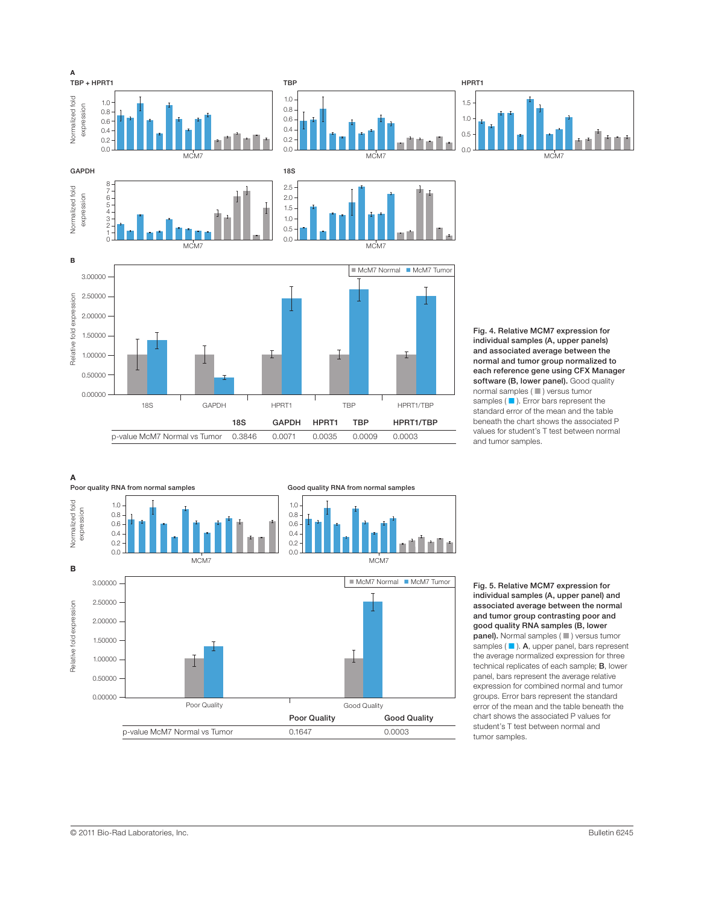**Fig. 4. Relative MCM7 expression for individual samples (A, upper panels) and associated average between the normal and tumor group normalized to each reference gene using CFX Manager software (B, lower panel).** Good quality normal samples (■) versus tumor samples (■). Error bars represent the standard error of the mean and the table beneath the chart shows the associated P values for student's T test between normal and tumor samples.

| | 18S | GAPDH | HPRT1 | TBP | HPRT1/TBP |
|---|---|---|---|---|---|
| p-value McM7 Normal vs Tumor | 0.3846 | 0.0071 | 0.0035 | 0.0009 | 0.0003 |

**Fig. 5. Relative MCM7 expression for individual samples (A, upper panel) and associated average between the normal and tumor group contrasting poor and good quality RNA samples (B, lower panel).** Normal samples (■) versus tumor samples (■). **A**, upper panel, bars represent the average normalized expression for three technical replicates of each sample; **B**, lower panel, bars represent the average relative expression for combined normal and tumor groups. Error bars represent the standard error of the mean and the table beneath the chart shows the associated P values for student's T test between normal and tumor samples.

| | Poor Quality | Good Quality |
|---|---|---|
| p-value McM7 Normal vs Tumor | 0.1647 | 0.0003 |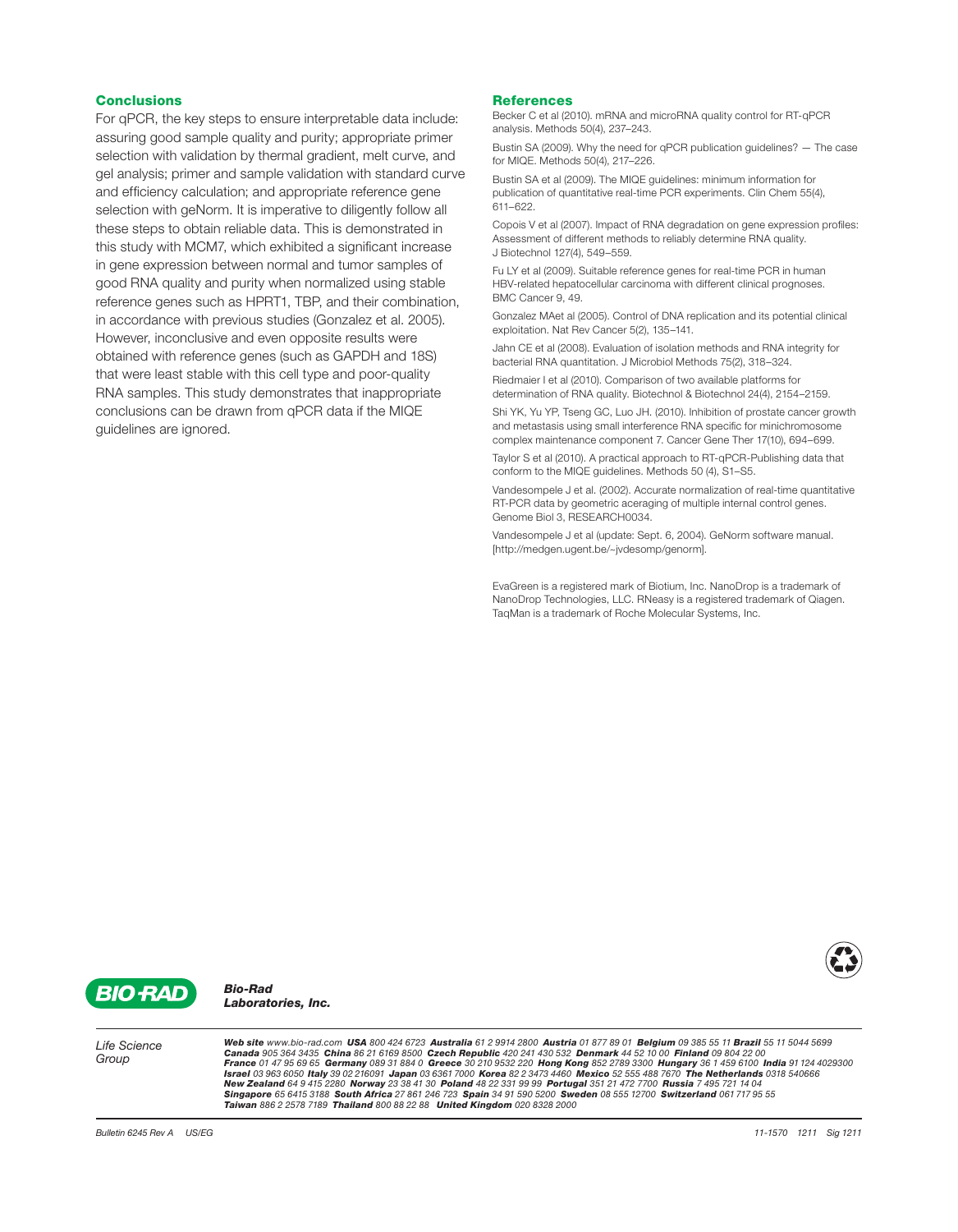## Conclusions

For qPCR, the key steps to ensure interpretable data include: assuring good sample quality and purity; appropriate primer selection with validation by thermal gradient, melt curve, and gel analysis; primer and sample validation with standard curve and efficiency calculation; and appropriate reference gene selection with geNorm. It is imperative to diligently follow all these steps to obtain reliable data. This is demonstrated in this study with MCM7, which exhibited a significant increase in gene expression between normal and tumor samples of good RNA quality and purity when normalized using stable reference genes such as HPRT1, TBP, and their combination, in accordance with previous studies (Gonzalez et al. 2005). However, inconclusive and even opposite results were obtained with reference genes (such as GAPDH and 18S) that were least stable with this cell type and poor-quality RNA samples. This study demonstrates that inappropriate conclusions can be drawn from qPCR data if the MIQE guidelines are ignored.

## References

Becker C et al (2010). mRNA and microRNA quality control for RT-qPCR analysis. Methods 50(4), 237–243.

Bustin SA (2009). Why the need for qPCR publication guidelines? — The case for MIQE. Methods 50(4), 217–226.

Bustin SA et al (2009). The MIQE guidelines: minimum information for publication of quantitative real-time PCR experiments. Clin Chem 55(4), 611–622.

Copois V et al (2007). Impact of RNA degradation on gene expression profiles: Assessment of different methods to reliably determine RNA quality. J Biotechnol 127(4), 549–559.

Fu LY et al (2009). Suitable reference genes for real-time PCR in human HBV-related hepatocellular carcinoma with different clinical prognoses. BMC Cancer 9, 49.

Gonzalez MAet al (2005). Control of DNA replication and its potential clinical exploitation. Nat Rev Cancer 5(2), 135–141.

Jahn CE et al (2008). Evaluation of isolation methods and RNA integrity for bacterial RNA quantitation. J Microbiol Methods 75(2), 318–324.

Riedmaier I et al (2010). Comparison of two available platforms for determination of RNA quality. Biotechnol & Biotechnol 24(4), 2154–2159.

Shi YK, Yu YP, Tseng GC, Luo JH. (2010). Inhibition of prostate cancer growth and metastasis using small interference RNA specific for minichromosome complex maintenance component 7. Cancer Gene Ther 17(10), 694–699.

Taylor S et al (2010). A practical approach to RT-qPCR-Publishing data that conform to the MIQE guidelines. Methods 50 (4), S1–S5.

Vandesompele J et al. (2002). Accurate normalization of real-time quantitative RT-PCR data by geometric aceraging of multiple internal control genes. Genome Biol 3, RESEARCH0034.

Vandesompele J et al (update: Sept. 6, 2004). GeNorm software manual. [http://medgen.ugent.be/~jvdesomp/genorm].

EvaGreen is a registered mark of Biotium, Inc. NanoDrop is a trademark of NanoDrop Technologies, LLC. RNeasy is a registered trademark of Qiagen. TaqMan is a trademark of Roche Molecular Systems, Inc.

***Bio-Rad Laboratories, Inc.***

*Life Science Group*

***Web site*** *www.bio-rad.com* ***USA*** *800 424 6723* ***Australia*** *61 2 9914 2800* ***Austria*** *01 877 89 01* ***Belgium*** *09 385 55 11* ***Brazil*** *55 11 5044 5699* ***Canada*** *905 364 3435* ***China*** *86 21 6169 8500* ***Czech Republic*** *420 241 430 532* ***Denmark*** *44 52 10 00* ***Finland*** *09 804 22 00* ***France*** *01 47 95 69 65* ***Germany*** *089 31 884 0* ***Greece*** *30 210 9532 220* ***Hong Kong*** *852 2789 3300* ***Hungary*** *36 1 459 6100* ***India*** *91 124 4029300* ***Israel*** *03 963 6050* ***Italy*** *39 02 216091* ***Japan*** *03 6361 7000* ***Korea*** *82 2 3473 4460* ***Mexico*** *52 555 488 7670* ***The Netherlands*** *0318 540666* ***New Zealand*** *64 9 415 2280* ***Norway*** *23 38 41 30* ***Poland*** *48 22 331 99 99* ***Portugal*** *351 21 472 7700* ***Russia*** *7 495 721 14 04* ***Singapore*** *65 6415 3188* ***South Africa*** *27 861 246 723* ***Spain*** *34 91 590 5200* ***Sweden*** *08 555 12700* ***Switzerland*** *061 717 95 55* ***Taiwan*** *886 2 2578 7189* ***Thailand*** *800 88 22 88* ***United Kingdom*** *020 8328 2000*

*Bulletin 6245 Rev A US/EG* *11-1570 1211 Sig 1211*